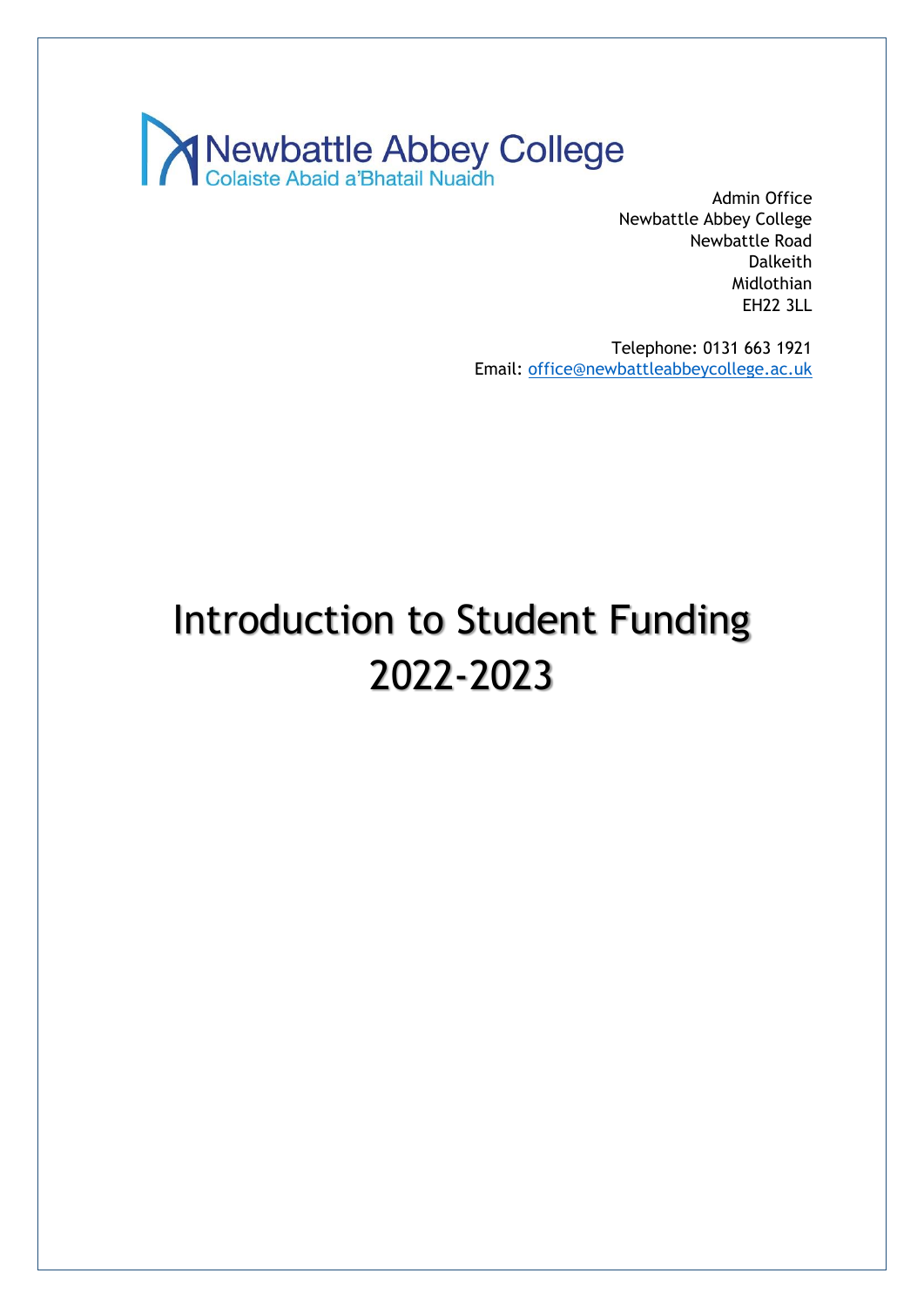Newbattle Abbey College
Colaiste Abaid a'Bhatail Nuaidh

Admin Office
Newbattle Abbey College
Newbattle Road
Dalkeith
Midlothian
EH22 3LL

Telephone: 0131 663 1921
Email: office@newbattleabbeycollege.ac.uk

# Introduction to Student Funding 2022-2023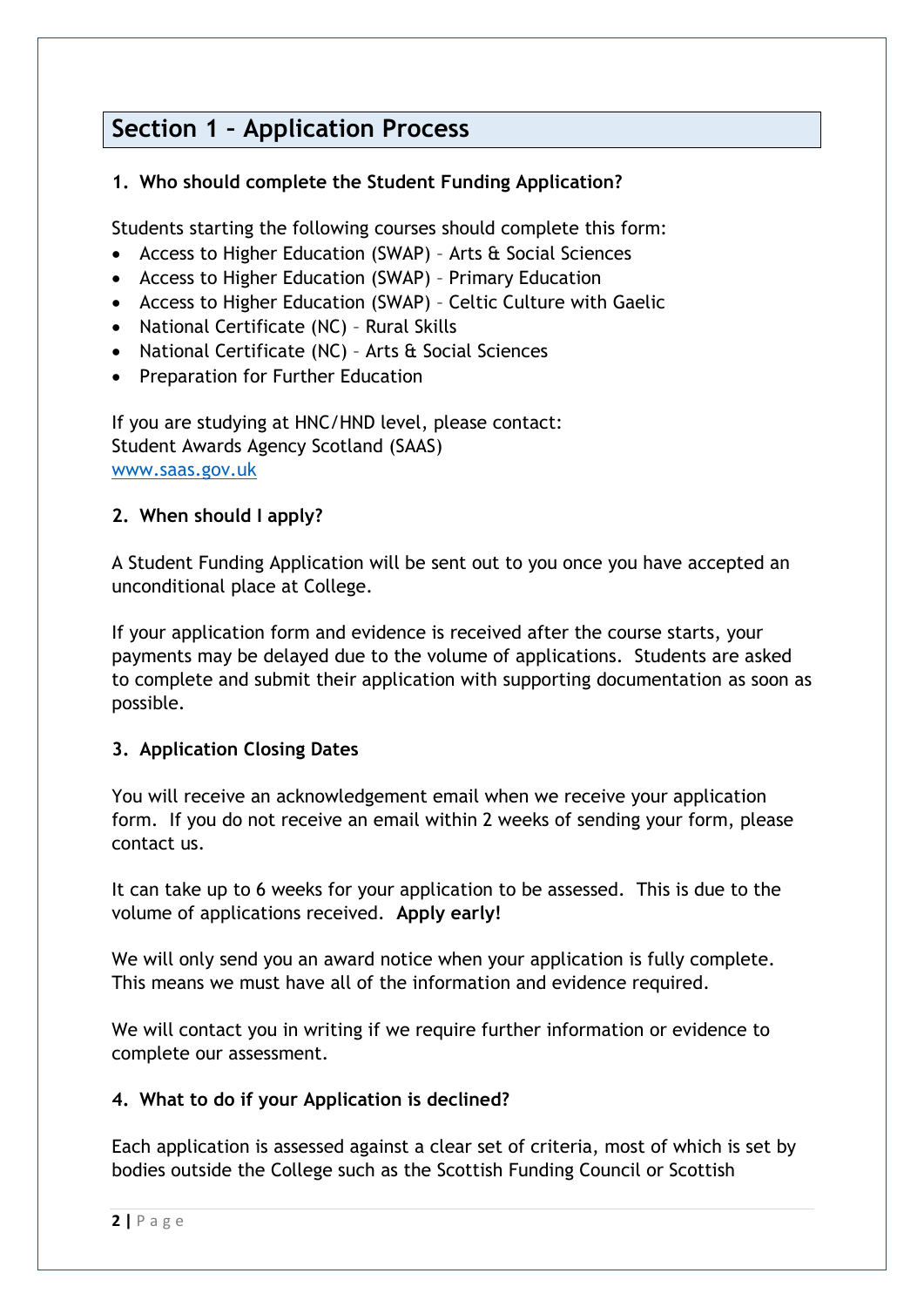## Section 1 – Application Process

### 1. Who should complete the Student Funding Application?

Students starting the following courses should complete this form:

- Access to Higher Education (SWAP) – Arts & Social Sciences
- Access to Higher Education (SWAP) – Primary Education
- Access to Higher Education (SWAP) – Celtic Culture with Gaelic
- National Certificate (NC) – Rural Skills
- National Certificate (NC) – Arts & Social Sciences
- Preparation for Further Education

If you are studying at HNC/HND level, please contact:
Student Awards Agency Scotland (SAAS)
www.saas.gov.uk

### 2. When should I apply?

A Student Funding Application will be sent out to you once you have accepted an unconditional place at College.

If your application form and evidence is received after the course starts, your payments may be delayed due to the volume of applications. Students are asked to complete and submit their application with supporting documentation as soon as possible.

### 3. Application Closing Dates

You will receive an acknowledgement email when we receive your application form. If you do not receive an email within 2 weeks of sending your form, please contact us.

It can take up to 6 weeks for your application to be assessed. This is due to the volume of applications received. **Apply early!**

We will only send you an award notice when your application is fully complete. This means we must have all of the information and evidence required.

We will contact you in writing if we require further information or evidence to complete our assessment.

### 4. What to do if your Application is declined?

Each application is assessed against a clear set of criteria, most of which is set by bodies outside the College such as the Scottish Funding Council or Scottish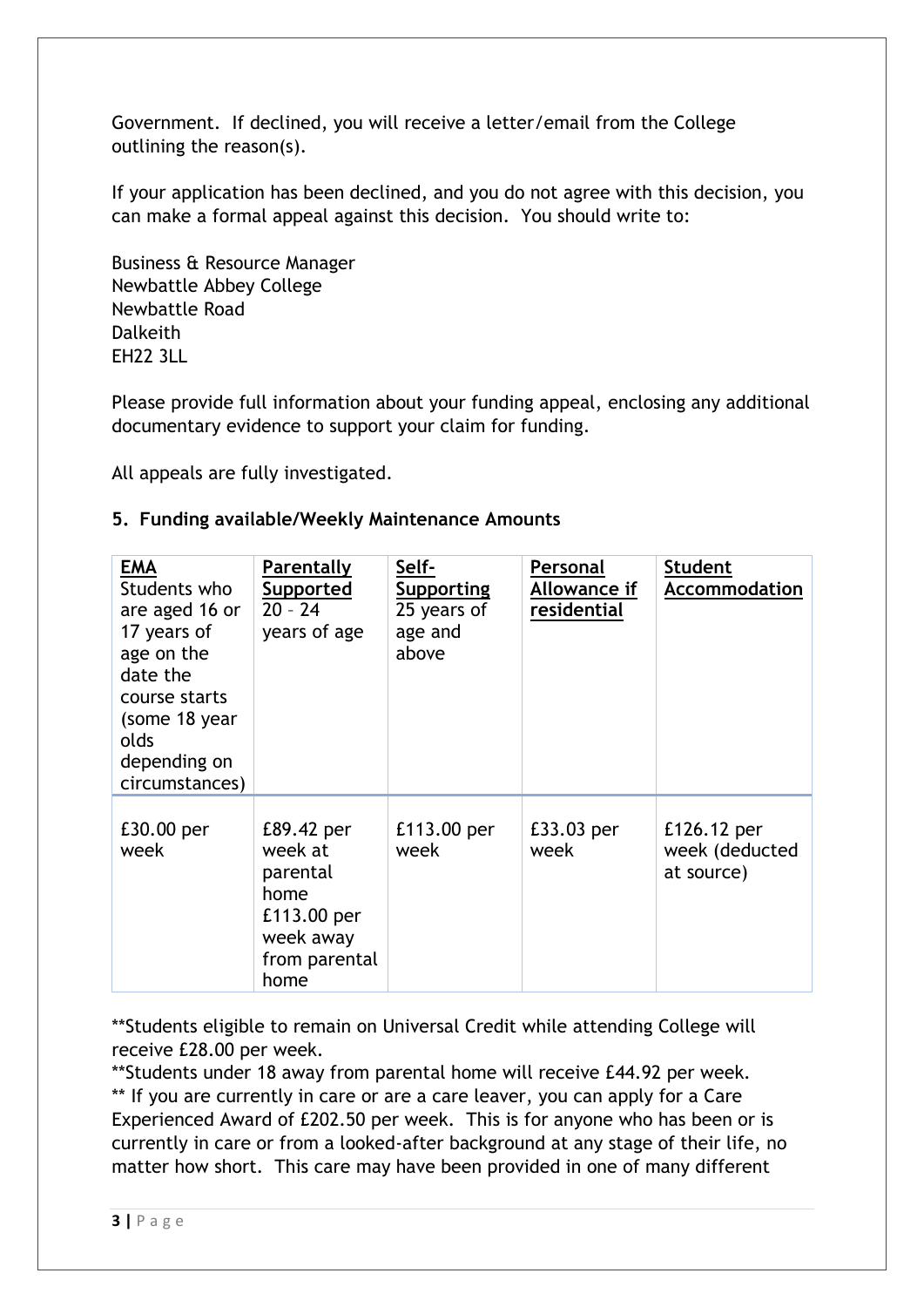Government. If declined, you will receive a letter/email from the College outlining the reason(s).

If your application has been declined, and you do not agree with this decision, you can make a formal appeal against this decision. You should write to:

Business & Resource Manager
Newbattle Abbey College
Newbattle Road
Dalkeith
EH22 3LL

Please provide full information about your funding appeal, enclosing any additional documentary evidence to support your claim for funding.

All appeals are fully investigated.

## 5. Funding available/Weekly Maintenance Amounts

| **EMA** Students who are aged 16 or 17 years of age on the date the course starts (some 18 year olds depending on circumstances) | **Parentally Supported** 20 – 24 years of age | **Self-Supporting** 25 years of age and above | **Personal Allowance if residential** | **Student Accommodation** |
|---|---|---|---|---|
| £30.00 per week | £89.42 per week at parental home £113.00 per week away from parental home | £113.00 per week | £33.03 per week | £126.12 per week (deducted at source) |

**Students eligible to remain on Universal Credit while attending College will receive £28.00 per week.
**Students under 18 away from parental home will receive £44.92 per week.
** If you are currently in care or are a care leaver, you can apply for a Care Experienced Award of £202.50 per week. This is for anyone who has been or is currently in care or from a looked-after background at any stage of their life, no matter how short. This care may have been provided in one of many different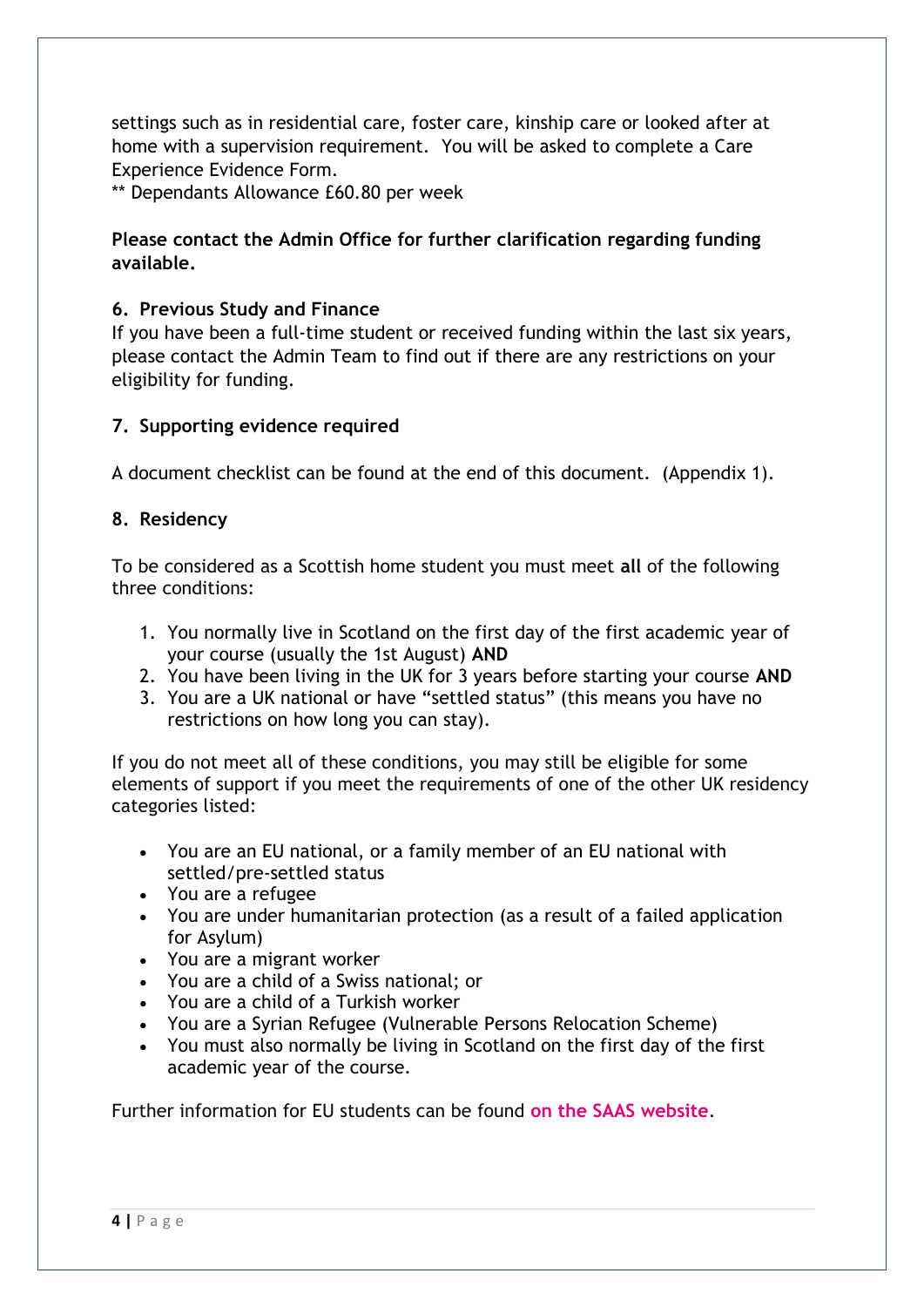settings such as in residential care, foster care, kinship care or looked after at home with a supervision requirement. You will be asked to complete a Care Experience Evidence Form.
** Dependants Allowance £60.80 per week

**Please contact the Admin Office for further clarification regarding funding available.**

## 6. Previous Study and Finance

If you have been a full-time student or received funding within the last six years, please contact the Admin Team to find out if there are any restrictions on your eligibility for funding.

## 7. Supporting evidence required

A document checklist can be found at the end of this document. (Appendix 1).

## 8. Residency

To be considered as a Scottish home student you must meet **all** of the following three conditions:

1. You normally live in Scotland on the first day of the first academic year of your course (usually the 1st August) **AND**
2. You have been living in the UK for 3 years before starting your course **AND**
3. You are a UK national or have "settled status" (this means you have no restrictions on how long you can stay).

If you do not meet all of these conditions, you may still be eligible for some elements of support if you meet the requirements of one of the other UK residency categories listed:

- You are an EU national, or a family member of an EU national with settled/pre-settled status
- You are a refugee
- You are under humanitarian protection (as a result of a failed application for Asylum)
- You are a migrant worker
- You are a child of a Swiss national; or
- You are a child of a Turkish worker
- You are a Syrian Refugee (Vulnerable Persons Relocation Scheme)
- You must also normally be living in Scotland on the first day of the first academic year of the course.

Further information for EU students can be found on the SAAS website.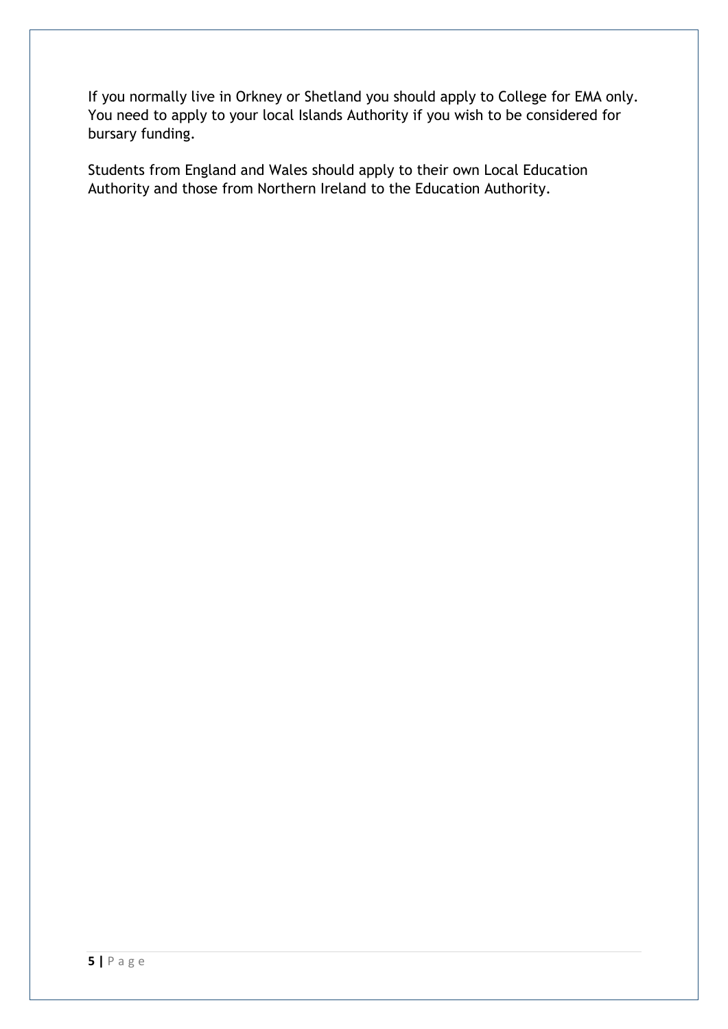If you normally live in Orkney or Shetland you should apply to College for EMA only. You need to apply to your local Islands Authority if you wish to be considered for bursary funding.

Students from England and Wales should apply to their own Local Education Authority and those from Northern Ireland to the Education Authority.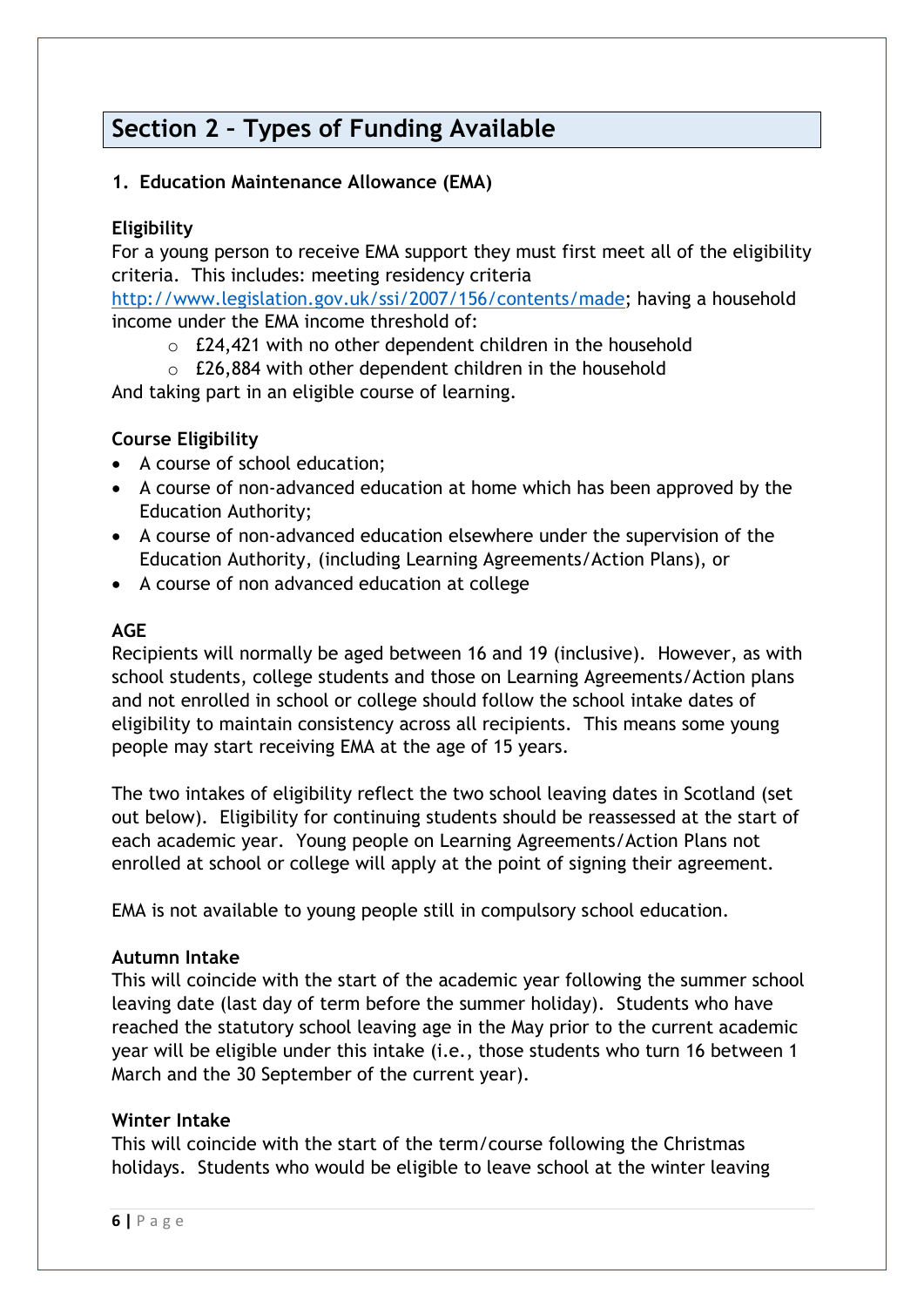## Section 2 – Types of Funding Available

### 1. Education Maintenance Allowance (EMA)

**Eligibility**

For a young person to receive EMA support they must first meet all of the eligibility criteria. This includes: meeting residency criteria http://www.legislation.gov.uk/ssi/2007/156/contents/made; having a household income under the EMA income threshold of:

- £24,421 with no other dependent children in the household
- £26,884 with other dependent children in the household

And taking part in an eligible course of learning.

**Course Eligibility**

- A course of school education;
- A course of non-advanced education at home which has been approved by the Education Authority;
- A course of non-advanced education elsewhere under the supervision of the Education Authority, (including Learning Agreements/Action Plans), or
- A course of non advanced education at college

**AGE**

Recipients will normally be aged between 16 and 19 (inclusive). However, as with school students, college students and those on Learning Agreements/Action plans and not enrolled in school or college should follow the school intake dates of eligibility to maintain consistency across all recipients. This means some young people may start receiving EMA at the age of 15 years.

The two intakes of eligibility reflect the two school leaving dates in Scotland (set out below). Eligibility for continuing students should be reassessed at the start of each academic year. Young people on Learning Agreements/Action Plans not enrolled at school or college will apply at the point of signing their agreement.

EMA is not available to young people still in compulsory school education.

**Autumn Intake**

This will coincide with the start of the academic year following the summer school leaving date (last day of term before the summer holiday). Students who have reached the statutory school leaving age in the May prior to the current academic year will be eligible under this intake (i.e., those students who turn 16 between 1 March and the 30 September of the current year).

**Winter Intake**

This will coincide with the start of the term/course following the Christmas holidays. Students who would be eligible to leave school at the winter leaving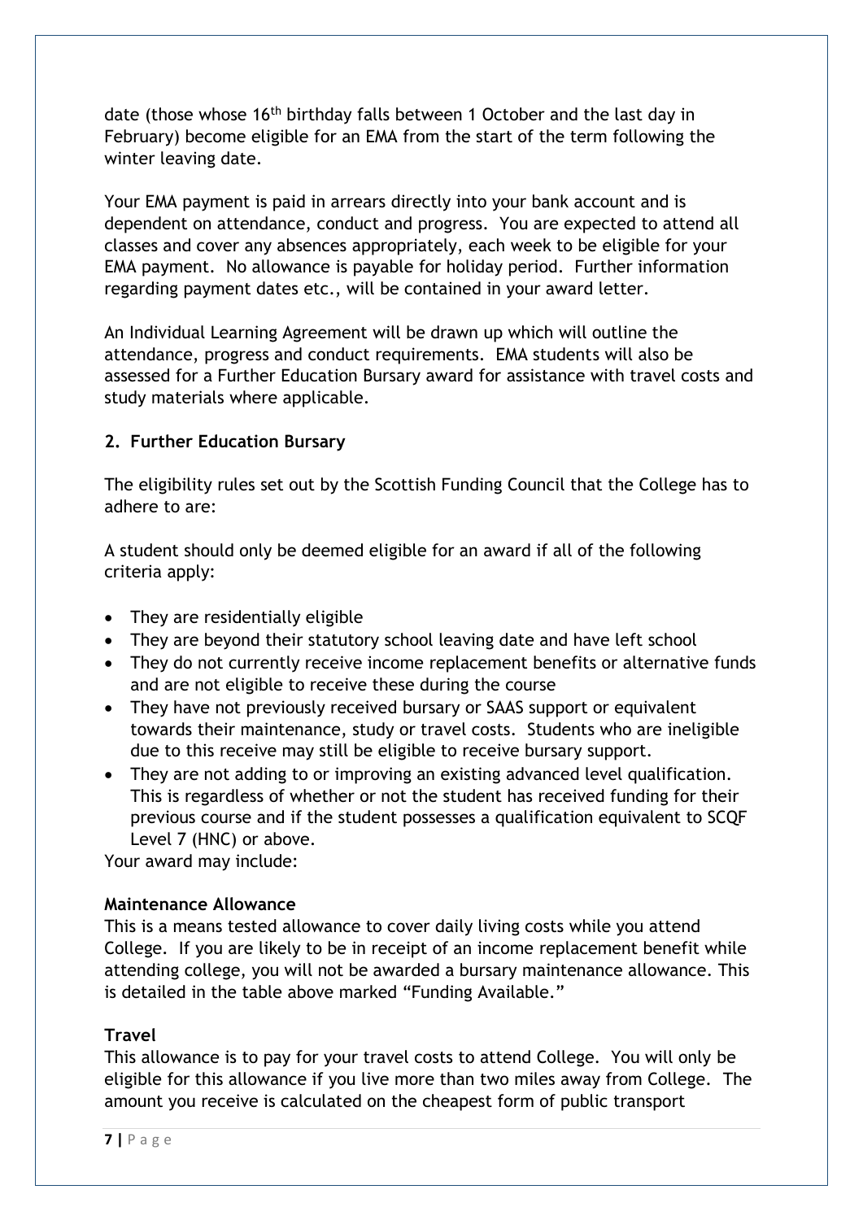date (those whose 16th birthday falls between 1 October and the last day in February) become eligible for an EMA from the start of the term following the winter leaving date.

Your EMA payment is paid in arrears directly into your bank account and is dependent on attendance, conduct and progress. You are expected to attend all classes and cover any absences appropriately, each week to be eligible for your EMA payment. No allowance is payable for holiday period. Further information regarding payment dates etc., will be contained in your award letter.

An Individual Learning Agreement will be drawn up which will outline the attendance, progress and conduct requirements. EMA students will also be assessed for a Further Education Bursary award for assistance with travel costs and study materials where applicable.

## 2. Further Education Bursary

The eligibility rules set out by the Scottish Funding Council that the College has to adhere to are:

A student should only be deemed eligible for an award if all of the following criteria apply:

- They are residentially eligible
- They are beyond their statutory school leaving date and have left school
- They do not currently receive income replacement benefits or alternative funds and are not eligible to receive these during the course
- They have not previously received bursary or SAAS support or equivalent towards their maintenance, study or travel costs. Students who are ineligible due to this receive may still be eligible to receive bursary support.
- They are not adding to or improving an existing advanced level qualification. This is regardless of whether or not the student has received funding for their previous course and if the student possesses a qualification equivalent to SCQF Level 7 (HNC) or above.

Your award may include:

**Maintenance Allowance**
This is a means tested allowance to cover daily living costs while you attend College. If you are likely to be in receipt of an income replacement benefit while attending college, you will not be awarded a bursary maintenance allowance. This is detailed in the table above marked "Funding Available."

**Travel**
This allowance is to pay for your travel costs to attend College. You will only be eligible for this allowance if you live more than two miles away from College. The amount you receive is calculated on the cheapest form of public transport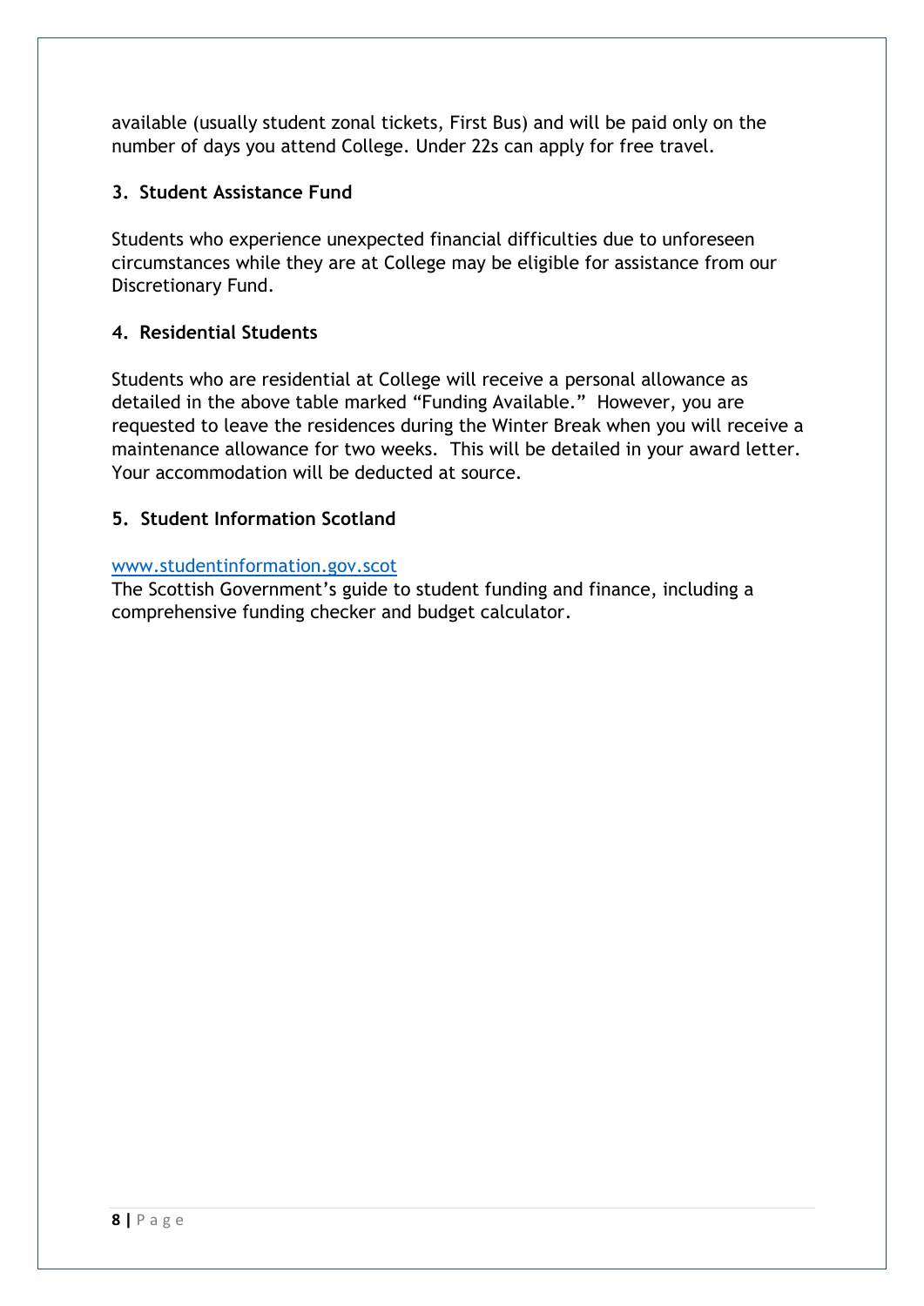available (usually student zonal tickets, First Bus) and will be paid only on the number of days you attend College. Under 22s can apply for free travel.

### 3. Student Assistance Fund

Students who experience unexpected financial difficulties due to unforeseen circumstances while they are at College may be eligible for assistance from our Discretionary Fund.

### 4. Residential Students

Students who are residential at College will receive a personal allowance as detailed in the above table marked "Funding Available." However, you are requested to leave the residences during the Winter Break when you will receive a maintenance allowance for two weeks. This will be detailed in your award letter. Your accommodation will be deducted at source.

### 5. Student Information Scotland

[www.studentinformation.gov.scot](http://www.studentinformation.gov.scot)
The Scottish Government's guide to student funding and finance, including a comprehensive funding checker and budget calculator.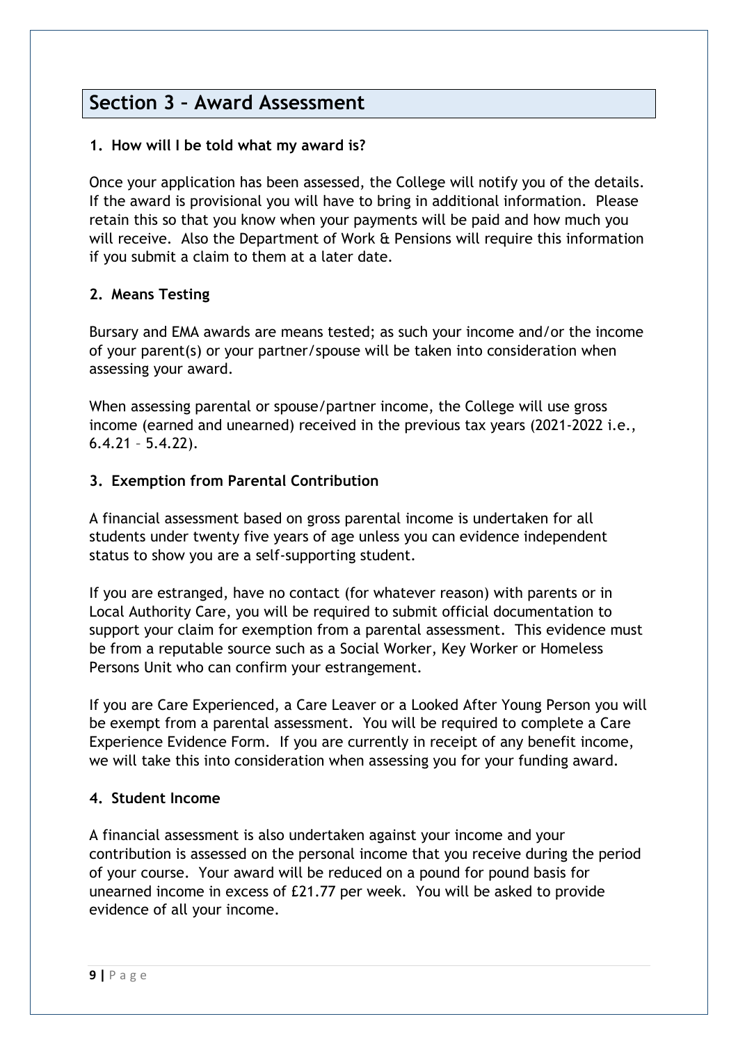## Section 3 – Award Assessment

### 1. How will I be told what my award is?

Once your application has been assessed, the College will notify you of the details. If the award is provisional you will have to bring in additional information. Please retain this so that you know when your payments will be paid and how much you will receive. Also the Department of Work & Pensions will require this information if you submit a claim to them at a later date.

### 2. Means Testing

Bursary and EMA awards are means tested; as such your income and/or the income of your parent(s) or your partner/spouse will be taken into consideration when assessing your award.

When assessing parental or spouse/partner income, the College will use gross income (earned and unearned) received in the previous tax years (2021-2022 i.e., 6.4.21 – 5.4.22).

### 3. Exemption from Parental Contribution

A financial assessment based on gross parental income is undertaken for all students under twenty five years of age unless you can evidence independent status to show you are a self-supporting student.

If you are estranged, have no contact (for whatever reason) with parents or in Local Authority Care, you will be required to submit official documentation to support your claim for exemption from a parental assessment. This evidence must be from a reputable source such as a Social Worker, Key Worker or Homeless Persons Unit who can confirm your estrangement.

If you are Care Experienced, a Care Leaver or a Looked After Young Person you will be exempt from a parental assessment. You will be required to complete a Care Experience Evidence Form. If you are currently in receipt of any benefit income, we will take this into consideration when assessing you for your funding award.

### 4. Student Income

A financial assessment is also undertaken against your income and your contribution is assessed on the personal income that you receive during the period of your course. Your award will be reduced on a pound for pound basis for unearned income in excess of £21.77 per week. You will be asked to provide evidence of all your income.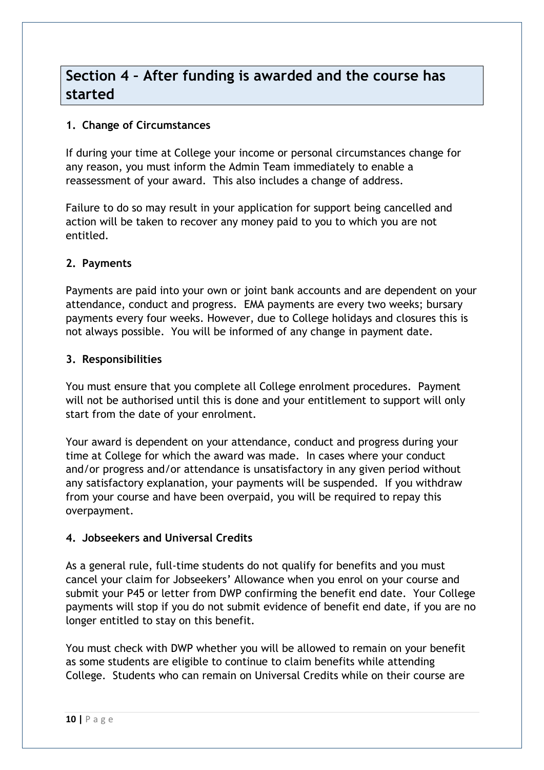## Section 4 – After funding is awarded and the course has started

### 1. Change of Circumstances

If during your time at College your income or personal circumstances change for any reason, you must inform the Admin Team immediately to enable a reassessment of your award. This also includes a change of address.

Failure to do so may result in your application for support being cancelled and action will be taken to recover any money paid to you to which you are not entitled.

### 2. Payments

Payments are paid into your own or joint bank accounts and are dependent on your attendance, conduct and progress. EMA payments are every two weeks; bursary payments every four weeks. However, due to College holidays and closures this is not always possible. You will be informed of any change in payment date.

### 3. Responsibilities

You must ensure that you complete all College enrolment procedures. Payment will not be authorised until this is done and your entitlement to support will only start from the date of your enrolment.

Your award is dependent on your attendance, conduct and progress during your time at College for which the award was made. In cases where your conduct and/or progress and/or attendance is unsatisfactory in any given period without any satisfactory explanation, your payments will be suspended. If you withdraw from your course and have been overpaid, you will be required to repay this overpayment.

### 4. Jobseekers and Universal Credits

As a general rule, full-time students do not qualify for benefits and you must cancel your claim for Jobseekers' Allowance when you enrol on your course and submit your P45 or letter from DWP confirming the benefit end date. Your College payments will stop if you do not submit evidence of benefit end date, if you are no longer entitled to stay on this benefit.

You must check with DWP whether you will be allowed to remain on your benefit as some students are eligible to continue to claim benefits while attending College. Students who can remain on Universal Credits while on their course are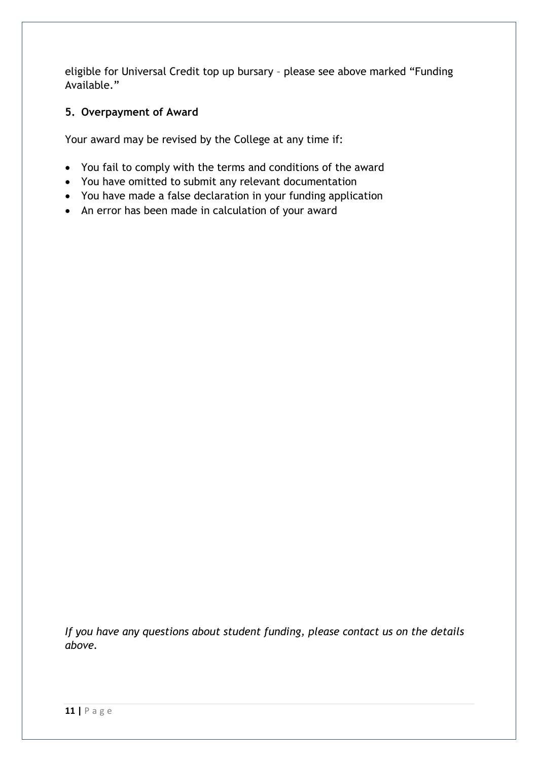eligible for Universal Credit top up bursary – please see above marked "Funding Available."

## 5. Overpayment of Award

Your award may be revised by the College at any time if:

- You fail to comply with the terms and conditions of the award
- You have omitted to submit any relevant documentation
- You have made a false declaration in your funding application
- An error has been made in calculation of your award

*If you have any questions about student funding, please contact us on the details above.*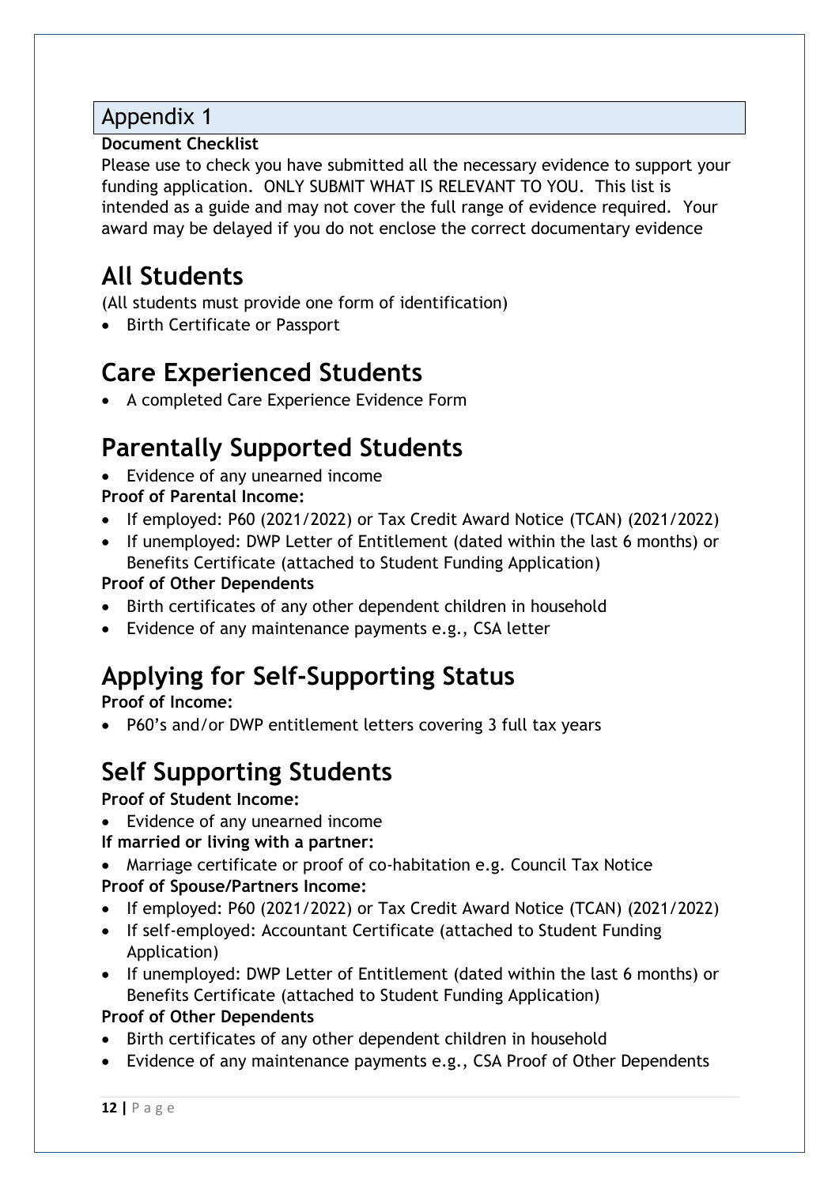## Appendix 1

**Document Checklist**

Please use to check you have submitted all the necessary evidence to support your funding application. ONLY SUBMIT WHAT IS RELEVANT TO YOU. This list is intended as a guide and may not cover the full range of evidence required. Your award may be delayed if you do not enclose the correct documentary evidence

# All Students

(All students must provide one form of identification)

- Birth Certificate or Passport

# Care Experienced Students

- A completed Care Experience Evidence Form

# Parentally Supported Students

- Evidence of any unearned income

**Proof of Parental Income:**

- If employed: P60 (2021/2022) or Tax Credit Award Notice (TCAN) (2021/2022)
- If unemployed: DWP Letter of Entitlement (dated within the last 6 months) or Benefits Certificate (attached to Student Funding Application)

**Proof of Other Dependents**

- Birth certificates of any other dependent children in household
- Evidence of any maintenance payments e.g., CSA letter

# Applying for Self-Supporting Status

**Proof of Income:**

- P60's and/or DWP entitlement letters covering 3 full tax years

# Self Supporting Students

**Proof of Student Income:**

- Evidence of any unearned income

**If married or living with a partner:**

- Marriage certificate or proof of co-habitation e.g. Council Tax Notice

**Proof of Spouse/Partners Income:**

- If employed: P60 (2021/2022) or Tax Credit Award Notice (TCAN) (2021/2022)
- If self-employed: Accountant Certificate (attached to Student Funding Application)
- If unemployed: DWP Letter of Entitlement (dated within the last 6 months) or Benefits Certificate (attached to Student Funding Application)

**Proof of Other Dependents**

- Birth certificates of any other dependent children in household
- Evidence of any maintenance payments e.g., CSA Proof of Other Dependents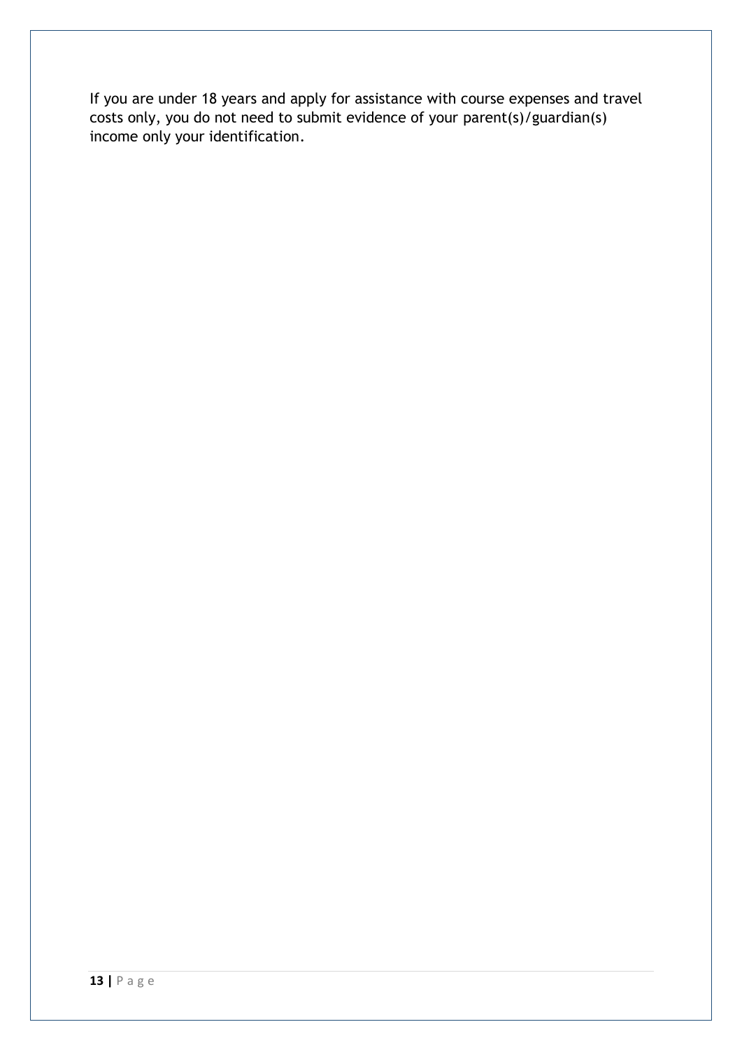If you are under 18 years and apply for assistance with course expenses and travel costs only, you do not need to submit evidence of your parent(s)/guardian(s) income only your identification.